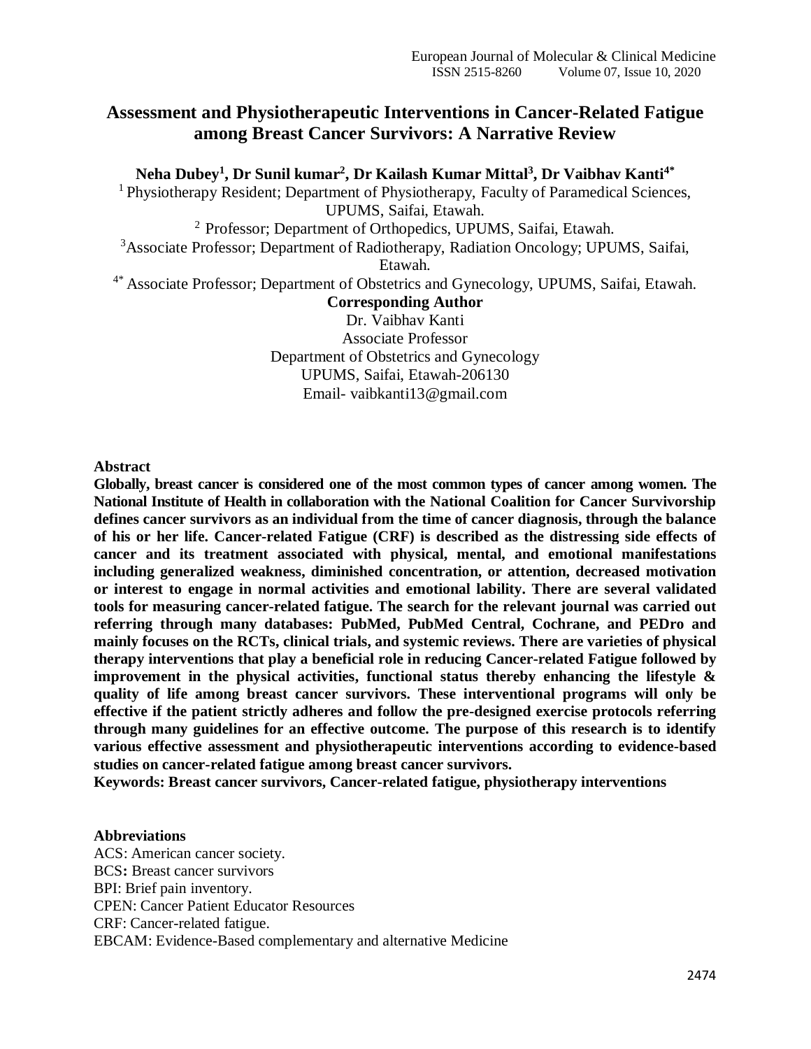# Assessment and Physiotherapeutic Interventions in Cancer-Related Fatigue among Breast Cancer Survivors: A Narrative Review

**Neha Dubey[1], Dr Sunil kumar[2], Dr Kailash Kumar Mittal[3], Dr Vaibhav Kanti[4*]**

[1] Physiotherapy Resident; Department of Physiotherapy, Faculty of Paramedical Sciences, UPUMS, Saifai, Etawah.

[2] Professor; Department of Orthopedics, UPUMS, Saifai, Etawah.

[3] Associate Professor; Department of Radiotherapy, Radiation Oncology; UPUMS, Saifai, Etawah.

[4*] Associate Professor; Department of Obstetrics and Gynecology, UPUMS, Saifai, Etawah.

**Corresponding Author**

Dr. Vaibhav Kanti
Associate Professor
Department of Obstetrics and Gynecology
UPUMS, Saifai, Etawah-206130
Email- vaibkanti13@gmail.com

**Abstract**

**Globally, breast cancer is considered one of the most common types of cancer among women. The National Institute of Health in collaboration with the National Coalition for Cancer Survivorship defines cancer survivors as an individual from the time of cancer diagnosis, through the balance of his or her life. Cancer-related Fatigue (CRF) is described as the distressing side effects of cancer and its treatment associated with physical, mental, and emotional manifestations including generalized weakness, diminished concentration, or attention, decreased motivation or interest to engage in normal activities and emotional lability. There are several validated tools for measuring cancer-related fatigue. The search for the relevant journal was carried out referring through many databases: PubMed, PubMed Central, Cochrane, and PEDro and mainly focuses on the RCTs, clinical trials, and systemic reviews. There are varieties of physical therapy interventions that play a beneficial role in reducing Cancer-related Fatigue followed by improvement in the physical activities, functional status thereby enhancing the lifestyle & quality of life among breast cancer survivors. These interventional programs will only be effective if the patient strictly adheres and follow the pre-designed exercise protocols referring through many guidelines for an effective outcome. The purpose of this research is to identify various effective assessment and physiotherapeutic interventions according to evidence-based studies on cancer-related fatigue among breast cancer survivors.**

**Keywords: Breast cancer survivors, Cancer-related fatigue, physiotherapy interventions**

**Abbreviations**

ACS: American cancer society.
BCS**:** Breast cancer survivors
BPI: Brief pain inventory.
CPEN: Cancer Patient Educator Resources
CRF: Cancer-related fatigue.
EBCAM: Evidence-Based complementary and alternative Medicine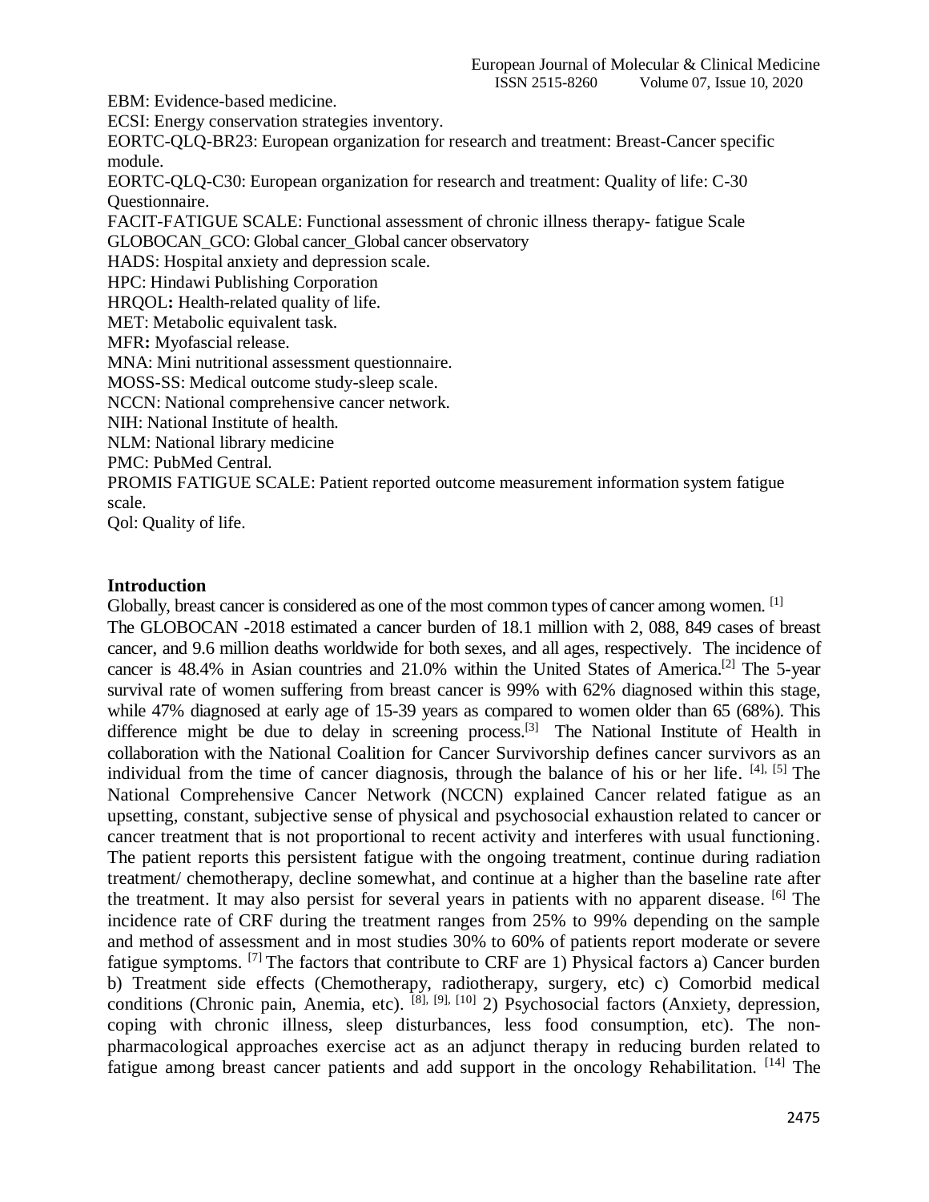EBM: Evidence-based medicine.
ECSI: Energy conservation strategies inventory.
EORTC-QLQ-BR23: European organization for research and treatment: Breast-Cancer specific module.
EORTC-QLQ-C30: European organization for research and treatment: Quality of life: C-30 Questionnaire.
FACIT-FATIGUE SCALE: Functional assessment of chronic illness therapy- fatigue Scale
GLOBOCAN_GCO: Global cancer_Global cancer observatory
HADS: Hospital anxiety and depression scale.
HPC: Hindawi Publishing Corporation
HRQOL**:** Health-related quality of life.
MET: Metabolic equivalent task.
MFR**:** Myofascial release.
MNA: Mini nutritional assessment questionnaire.
MOSS-SS: Medical outcome study-sleep scale.
NCCN: National comprehensive cancer network.
NIH: National Institute of health.
NLM: National library medicine
PMC: PubMed Central.
PROMIS FATIGUE SCALE: Patient reported outcome measurement information system fatigue scale.
Qol: Quality of life.

## Introduction

Globally, breast cancer is considered as one of the most common types of cancer among women. [1]
The GLOBOCAN -2018 estimated a cancer burden of 18.1 million with 2, 088, 849 cases of breast cancer, and 9.6 million deaths worldwide for both sexes, and all ages, respectively. The incidence of cancer is 48.4% in Asian countries and 21.0% within the United States of America.[2] The 5-year survival rate of women suffering from breast cancer is 99% with 62% diagnosed within this stage, while 47% diagnosed at early age of 15-39 years as compared to women older than 65 (68%). This difference might be due to delay in screening process.[3] The National Institute of Health in collaboration with the National Coalition for Cancer Survivorship defines cancer survivors as an individual from the time of cancer diagnosis, through the balance of his or her life. [4], [5] The National Comprehensive Cancer Network (NCCN) explained Cancer related fatigue as an upsetting, constant, subjective sense of physical and psychosocial exhaustion related to cancer or cancer treatment that is not proportional to recent activity and interferes with usual functioning. The patient reports this persistent fatigue with the ongoing treatment, continue during radiation treatment/ chemotherapy, decline somewhat, and continue at a higher than the baseline rate after the treatment. It may also persist for several years in patients with no apparent disease. [6] The incidence rate of CRF during the treatment ranges from 25% to 99% depending on the sample and method of assessment and in most studies 30% to 60% of patients report moderate or severe fatigue symptoms. [7] The factors that contribute to CRF are 1) Physical factors a) Cancer burden b) Treatment side effects (Chemotherapy, radiotherapy, surgery, etc) c) Comorbid medical conditions (Chronic pain, Anemia, etc). [8], [9], [10] 2) Psychosocial factors (Anxiety, depression, coping with chronic illness, sleep disturbances, less food consumption, etc). The non-pharmacological approaches exercise act as an adjunct therapy in reducing burden related to fatigue among breast cancer patients and add support in the oncology Rehabilitation. [14] The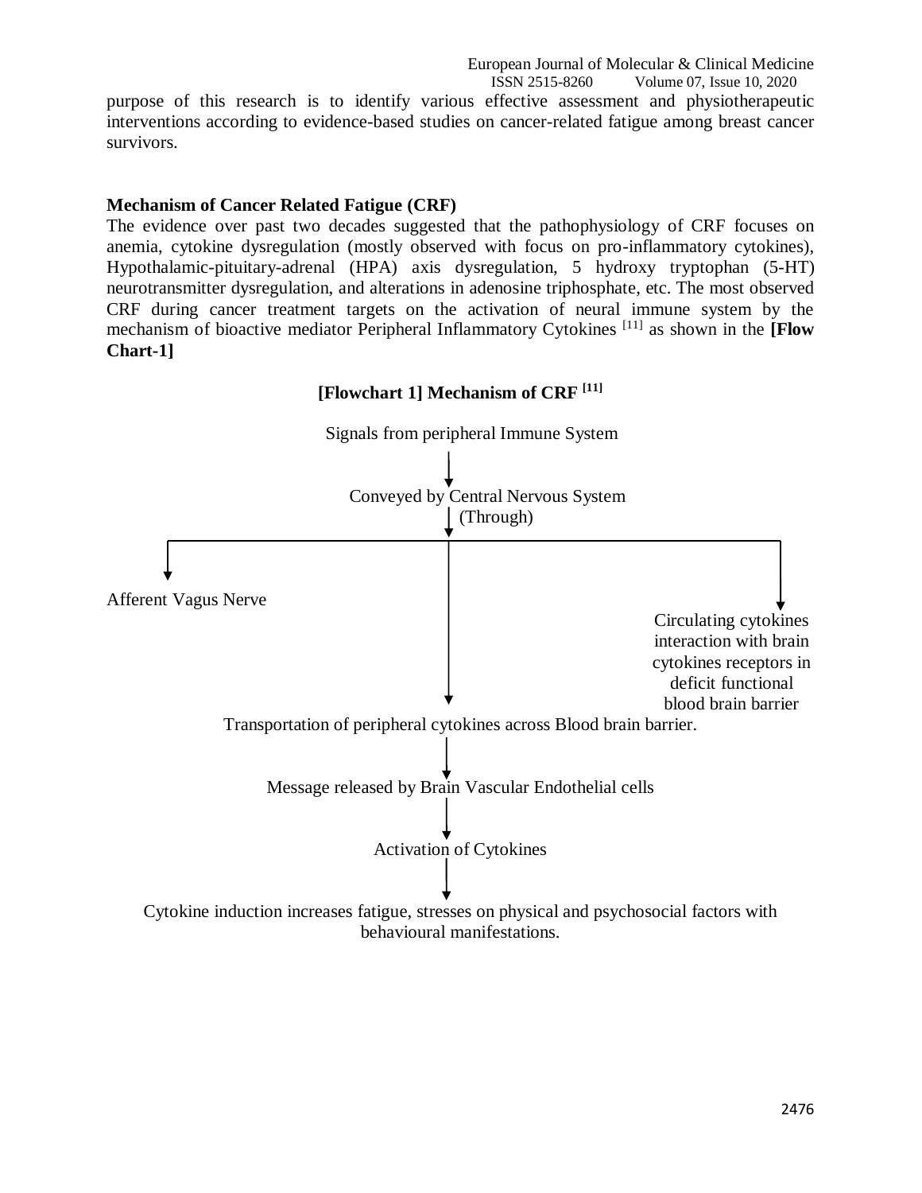purpose of this research is to identify various effective assessment and physiotherapeutic interventions according to evidence-based studies on cancer-related fatigue among breast cancer survivors.

### Mechanism of Cancer Related Fatigue (CRF)

The evidence over past two decades suggested that the pathophysiology of CRF focuses on anemia, cytokine dysregulation (mostly observed with focus on pro-inflammatory cytokines), Hypothalamic-pituitary-adrenal (HPA) axis dysregulation, 5 hydroxy tryptophan (5-HT) neurotransmitter dysregulation, and alterations in adenosine triphosphate, etc. The most observed CRF during cancer treatment targets on the activation of neural immune system by the mechanism of bioactive mediator Peripheral Inflammatory Cytokines [11] as shown in the **[Flow Chart-1]**

**[Flowchart 1] Mechanism of CRF [11]**

Signals from peripheral Immune System

↓

Conveyed by Central Nervous System

↓ (Through)

- Afferent Vagus Nerve
- Transportation of peripheral cytokines across Blood brain barrier.
- Circulating cytokines interaction with brain cytokines receptors in deficit functional blood brain barrier

Transportation of peripheral cytokines across Blood brain barrier.

↓

Message released by Brain Vascular Endothelial cells

↓

Activation of Cytokines

↓

Cytokine induction increases fatigue, stresses on physical and psychosocial factors with behavioural manifestations.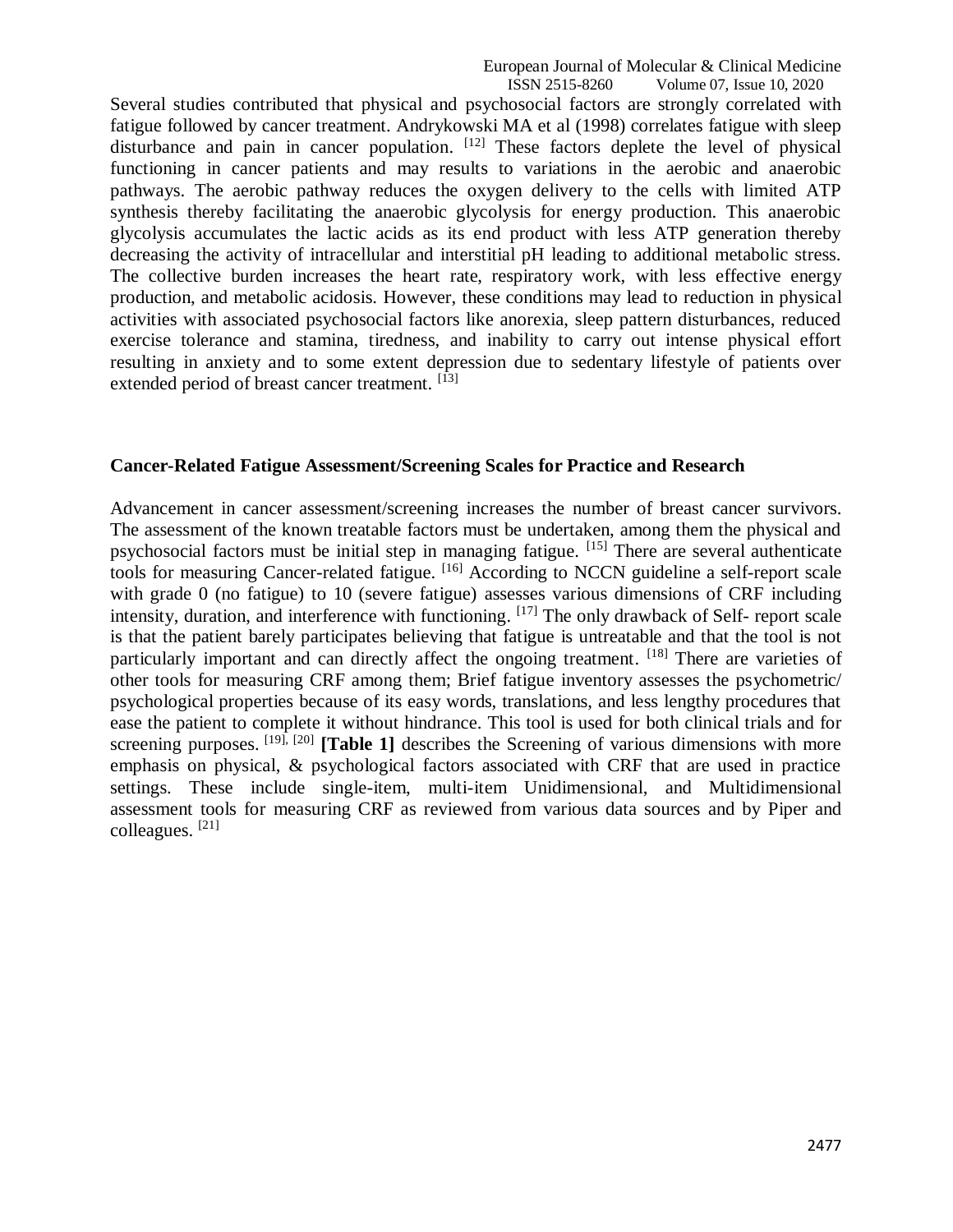Several studies contributed that physical and psychosocial factors are strongly correlated with fatigue followed by cancer treatment. Andrykowski MA et al (1998) correlates fatigue with sleep disturbance and pain in cancer population. [12] These factors deplete the level of physical functioning in cancer patients and may results to variations in the aerobic and anaerobic pathways. The aerobic pathway reduces the oxygen delivery to the cells with limited ATP synthesis thereby facilitating the anaerobic glycolysis for energy production. This anaerobic glycolysis accumulates the lactic acids as its end product with less ATP generation thereby decreasing the activity of intracellular and interstitial pH leading to additional metabolic stress. The collective burden increases the heart rate, respiratory work, with less effective energy production, and metabolic acidosis. However, these conditions may lead to reduction in physical activities with associated psychosocial factors like anorexia, sleep pattern disturbances, reduced exercise tolerance and stamina, tiredness, and inability to carry out intense physical effort resulting in anxiety and to some extent depression due to sedentary lifestyle of patients over extended period of breast cancer treatment. [13]

## Cancer-Related Fatigue Assessment/Screening Scales for Practice and Research

Advancement in cancer assessment/screening increases the number of breast cancer survivors. The assessment of the known treatable factors must be undertaken, among them the physical and psychosocial factors must be initial step in managing fatigue. [15] There are several authenticate tools for measuring Cancer-related fatigue. [16] According to NCCN guideline a self-report scale with grade 0 (no fatigue) to 10 (severe fatigue) assesses various dimensions of CRF including intensity, duration, and interference with functioning. [17] The only drawback of Self- report scale is that the patient barely participates believing that fatigue is untreatable and that the tool is not particularly important and can directly affect the ongoing treatment. [18] There are varieties of other tools for measuring CRF among them; Brief fatigue inventory assesses the psychometric/ psychological properties because of its easy words, translations, and less lengthy procedures that ease the patient to complete it without hindrance. This tool is used for both clinical trials and for screening purposes. [19], [20] **[Table 1]** describes the Screening of various dimensions with more emphasis on physical, & psychological factors associated with CRF that are used in practice settings. These include single-item, multi-item Unidimensional, and Multidimensional assessment tools for measuring CRF as reviewed from various data sources and by Piper and colleagues. [21]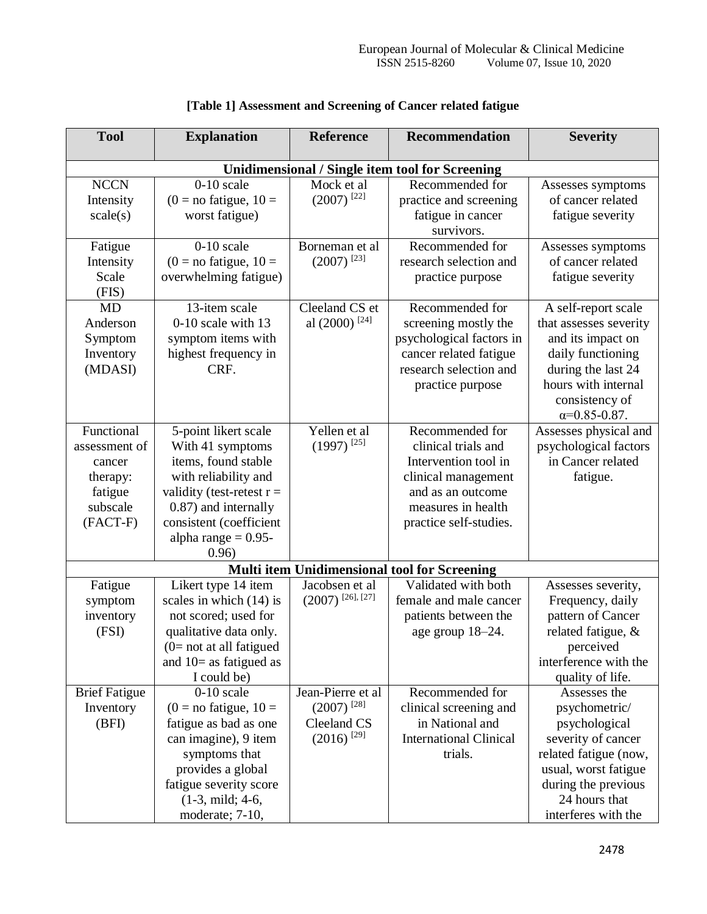**[Table 1] Assessment and Screening of Cancer related fatigue**

| Tool | Explanation | Reference | Recommendation | Severity |
|---|---|---|---|---|
| **Unidimensional / Single item tool for Screening** | | | | |
| NCCN Intensity scale(s) | 0-10 scale (0 = no fatigue, 10 = worst fatigue) | Mock et al (2007) [22] | Recommended for practice and screening fatigue in cancer survivors. | Assesses symptoms of cancer related fatigue severity |
| Fatigue Intensity Scale (FIS) | 0-10 scale (0 = no fatigue, 10 = overwhelming fatigue) | Borneman et al (2007) [23] | Recommended for research selection and practice purpose | Assesses symptoms of cancer related fatigue severity |
| MD Anderson Symptom Inventory (MDASI) | 13-item scale 0-10 scale with 13 symptom items with highest frequency in CRF. | Cleeland CS et al (2000) [24] | Recommended for screening mostly the psychological factors in cancer related fatigue research selection and practice purpose | A self-report scale that assesses severity and its impact on daily functioning during the last 24 hours with internal consistency of α=0.85-0.87. |
| Functional assessment of cancer therapy: fatigue subscale (FACT-F) | 5-point likert scale With 41 symptoms items, found stable with reliability and validity (test-retest r = 0.87) and internally consistent (coefficient alpha range = 0.95-0.96) | Yellen et al (1997) [25] | Recommended for clinical trials and Intervention tool in clinical management and as an outcome measures in health practice self-studies. | Assesses physical and psychological factors in Cancer related fatigue. |
| **Multi item Unidimensional tool for Screening** | | | | |
| Fatigue symptom inventory (FSI) | Likert type 14 item scales in which (14) is not scored; used for qualitative data only. (0= not at all fatigued and 10= as fatigued as I could be) | Jacobsen et al (2007) [26], [27] | Validated with both female and male cancer patients between the age group 18–24. | Assesses severity, Frequency, daily pattern of Cancer related fatigue, & perceived interference with the quality of life. |
| Brief Fatigue Inventory (BFI) | 0-10 scale (0 = no fatigue, 10 = fatigue as bad as one can imagine), 9 item symptoms that provides a global fatigue severity score (1-3, mild; 4-6, moderate; 7-10, | Jean-Pierre et al (2007) [28] Cleeland CS (2016) [29] | Recommended for clinical screening and in National and International Clinical trials. | Assesses the psychometric/ psychological severity of cancer related fatigue (now, usual, worst fatigue during the previous 24 hours that interferes with the |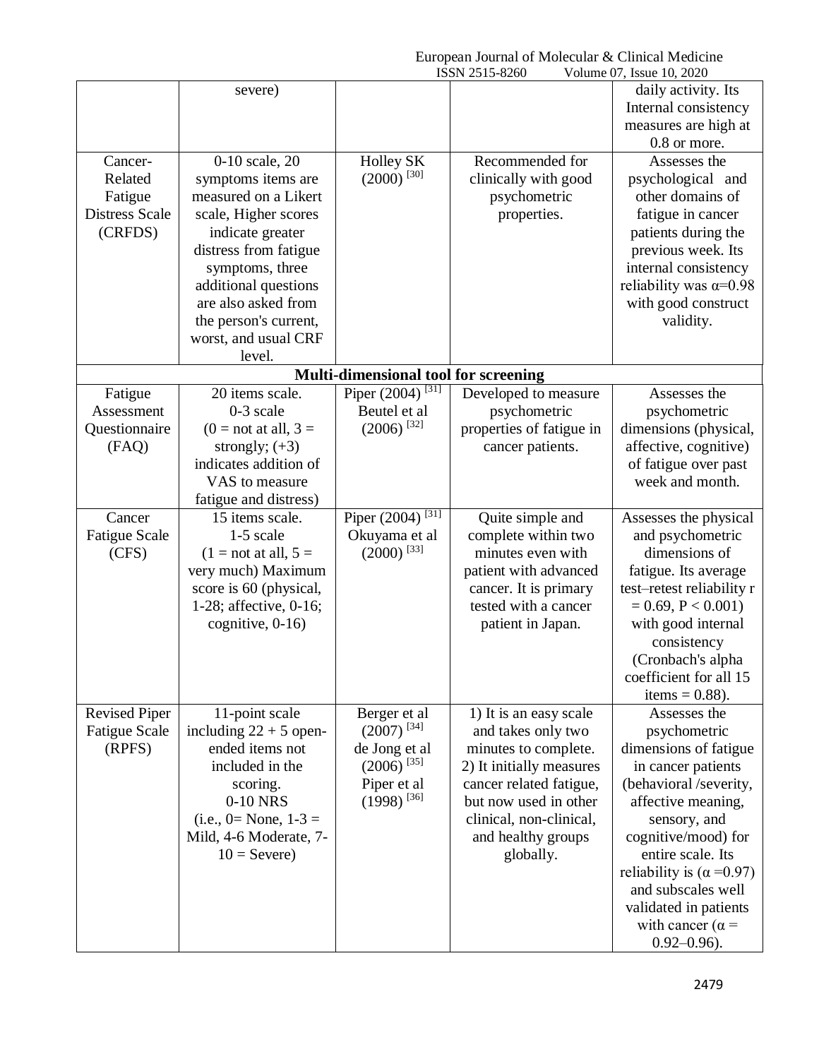| | | | | |
|---|---|---|---|---|
| | severe) | | | daily activity. Its Internal consistency measures are high at 0.8 or more. |
| Cancer-Related Fatigue Distress Scale (CRFDS) | 0-10 scale, 20 symptoms items are measured on a Likert scale, Higher scores indicate greater distress from fatigue symptoms, three additional questions are also asked from the person's current, worst, and usual CRF level. | Holley SK (2000) [30] | Recommended for clinically with good psychometric properties. | Assesses the psychological and other domains of fatigue in cancer patients during the previous week. Its internal consistency reliability was α=0.98 with good construct validity. |
| **Multi-dimensional tool for screening** | | | | |
| Fatigue Assessment Questionnaire (FAQ) | 20 items scale. 0-3 scale (0 = not at all, 3 = strongly; (+3) indicates addition of VAS to measure fatigue and distress) | Piper (2004) [31] Beutel et al (2006) [32] | Developed to measure psychometric properties of fatigue in cancer patients. | Assesses the psychometric dimensions (physical, affective, cognitive) of fatigue over past week and month. |
| Cancer Fatigue Scale (CFS) | 15 items scale. 1-5 scale (1 = not at all, 5 = very much) Maximum score is 60 (physical, 1-28; affective, 0-16; cognitive, 0-16) | Piper (2004) [31] Okuyama et al (2000) [33] | Quite simple and complete within two minutes even with patient with advanced cancer. It is primary tested with a cancer patient in Japan. | Assesses the physical and psychometric dimensions of fatigue. Its average test–retest reliability r = 0.69, $P < 0.001$) with good internal consistency (Cronbach's alpha coefficient for all 15 items = 0.88). |
| Revised Piper Fatigue Scale (RPFS) | 11-point scale including 22 + 5 open-ended items not included in the scoring. 0-10 NRS (i.e., 0= None, 1-3 = Mild, 4-6 Moderate, 7-10 = Severe) | Berger et al (2007) [34] de Jong et al (2006) [35] Piper et al (1998) [36] | 1) It is an easy scale and takes only two minutes to complete. 2) It initially measures cancer related fatigue, but now used in other clinical, non-clinical, and healthy groups globally. | Assesses the psychometric dimensions of fatigue in cancer patients (behavioral /severity, affective meaning, sensory, and cognitive/mood) for entire scale. Its reliability is (α =0.97) and subscales well validated in patients with cancer (α = 0.92–0.96). |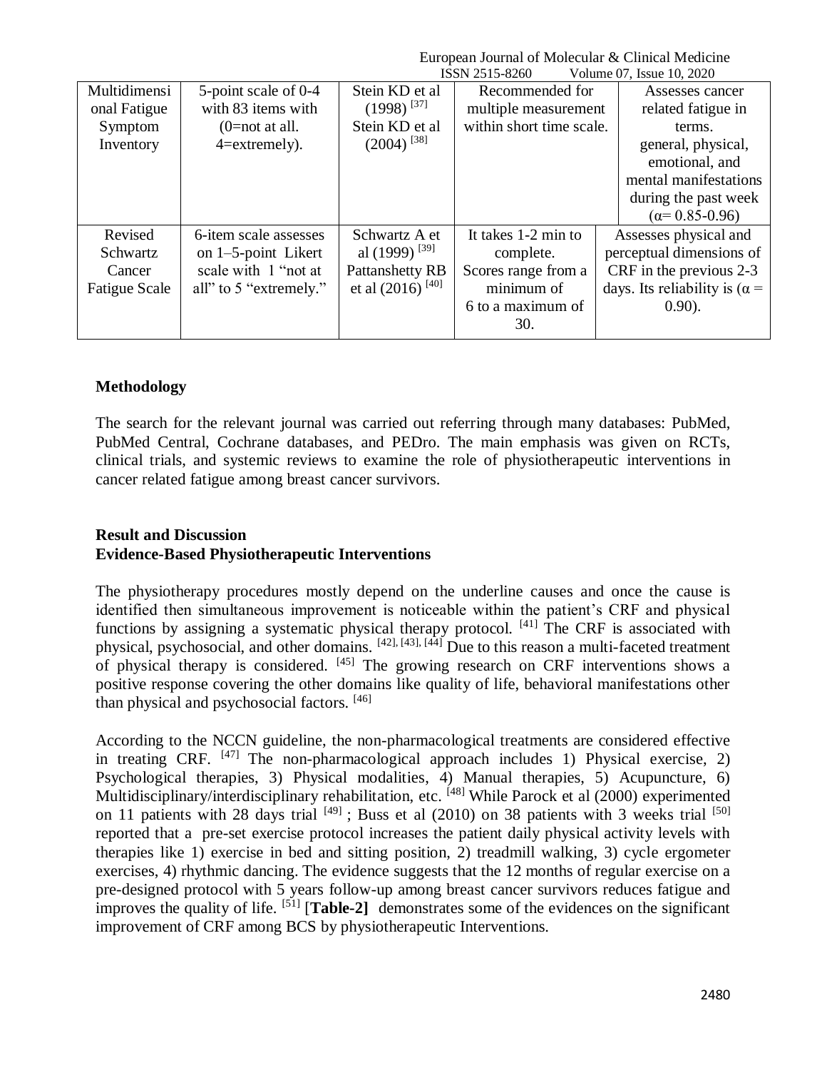| Multidimensional Fatigue Symptom Inventory | 5-point scale of 0-4 with 83 items with (0=not at all. 4=extremely). | Stein KD et al (1998) [37] Stein KD et al (2004) [38] | Recommended for multiple measurement within short time scale. | Assesses cancer related fatigue in terms. general, physical, emotional, and mental manifestations during the past week ($\alpha$= 0.85-0.96) |
|---|---|---|---|---|
| Revised Schwartz Cancer Fatigue Scale | 6-item scale assesses on 1–5-point Likert scale with 1 "not at all" to 5 "extremely." | Schwartz A et al (1999) [39] Pattanshetty RB et al (2016) [40] | It takes 1-2 min to complete. Scores range from a minimum of 6 to a maximum of 30. | Assesses physical and perceptual dimensions of CRF in the previous 2-3 days. Its reliability is ($\alpha$ = 0.90). |

**Methodology**

The search for the relevant journal was carried out referring through many databases: PubMed, PubMed Central, Cochrane databases, and PEDro. The main emphasis was given on RCTs, clinical trials, and systemic reviews to examine the role of physiotherapeutic interventions in cancer related fatigue among breast cancer survivors.

**Result and Discussion**

**Evidence-Based Physiotherapeutic Interventions**

The physiotherapy procedures mostly depend on the underline causes and once the cause is identified then simultaneous improvement is noticeable within the patient's CRF and physical functions by assigning a systematic physical therapy protocol. [41] The CRF is associated with physical, psychosocial, and other domains. [42], [43], [44] Due to this reason a multi-faceted treatment of physical therapy is considered. [45] The growing research on CRF interventions shows a positive response covering the other domains like quality of life, behavioral manifestations other than physical and psychosocial factors. [46]

According to the NCCN guideline, the non-pharmacological treatments are considered effective in treating CRF. [47] The non-pharmacological approach includes 1) Physical exercise, 2) Psychological therapies, 3) Physical modalities, 4) Manual therapies, 5) Acupuncture, 6) Multidisciplinary/interdisciplinary rehabilitation, etc. [48] While Parock et al (2000) experimented on 11 patients with 28 days trial [49] ; Buss et al (2010) on 38 patients with 3 weeks trial [50] reported that a pre-set exercise protocol increases the patient daily physical activity levels with therapies like 1) exercise in bed and sitting position, 2) treadmill walking, 3) cycle ergometer exercises, 4) rhythmic dancing. The evidence suggests that the 12 months of regular exercise on a pre-designed protocol with 5 years follow-up among breast cancer survivors reduces fatigue and improves the quality of life. [51] [**Table-2]** demonstrates some of the evidences on the significant improvement of CRF among BCS by physiotherapeutic Interventions.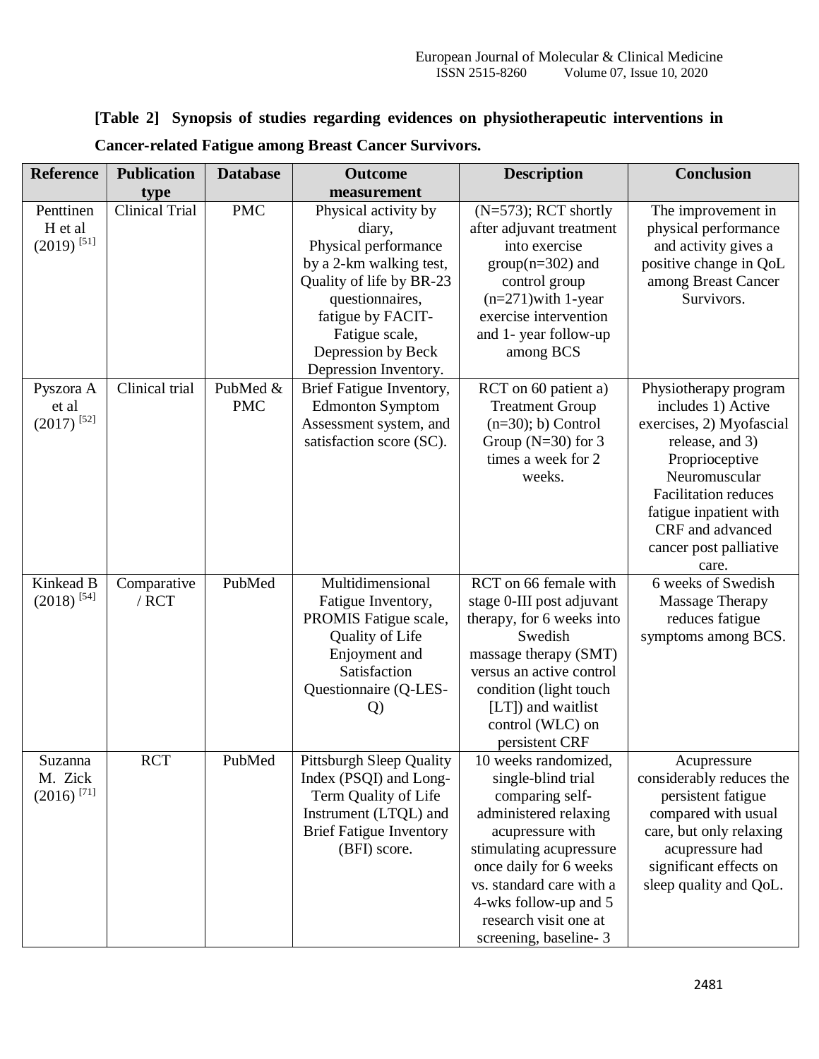**[Table 2] Synopsis of studies regarding evidences on physiotherapeutic interventions in Cancer-related Fatigue among Breast Cancer Survivors.**

| Reference | Publication type | Database | Outcome measurement | Description | Conclusion |
|---|---|---|---|---|---|
| Penttinen H et al (2019) [51] | Clinical Trial | PMC | Physical activity by diary, Physical performance by a 2-km walking test, Quality of life by BR-23 questionnaires, fatigue by FACIT-Fatigue scale, Depression by Beck Depression Inventory. | (N=573); RCT shortly after adjuvant treatment into exercise group(n=302) and control group (n=271)with 1-year exercise intervention and 1- year follow-up among BCS | The improvement in physical performance and activity gives a positive change in QoL among Breast Cancer Survivors. |
| Pyszora A et al (2017) [52] | Clinical trial | PubMed & PMC | Brief Fatigue Inventory, Edmonton Symptom Assessment system, and satisfaction score (SC). | RCT on 60 patient a) Treatment Group (n=30); b) Control Group (N=30) for 3 times a week for 2 weeks. | Physiotherapy program includes 1) Active exercises, 2) Myofascial release, and 3) Proprioceptive Neuromuscular Facilitation reduces fatigue inpatient with CRF and advanced cancer post palliative care. |
| Kinkead B (2018) [54] | Comparative / RCT | PubMed | Multidimensional Fatigue Inventory, PROMIS Fatigue scale, Quality of Life Enjoyment and Satisfaction Questionnaire (Q-LES-Q) | RCT on 66 female with stage 0-III post adjuvant therapy, for 6 weeks into Swedish massage therapy (SMT) versus an active control condition (light touch [LT]) and waitlist control (WLC) on persistent CRF | 6 weeks of Swedish Massage Therapy reduces fatigue symptoms among BCS. |
| Suzanna M. Zick (2016) [71] | RCT | PubMed | Pittsburgh Sleep Quality Index (PSQI) and Long-Term Quality of Life Instrument (LTQL) and Brief Fatigue Inventory (BFI) score. | 10 weeks randomized, single-blind trial comparing self-administered relaxing acupressure with stimulating acupressure once daily for 6 weeks vs. standard care with a 4-wks follow-up and 5 research visit one at screening, baseline- 3 | Acupressure considerably reduces the persistent fatigue compared with usual care, but only relaxing acupressure had significant effects on sleep quality and QoL. |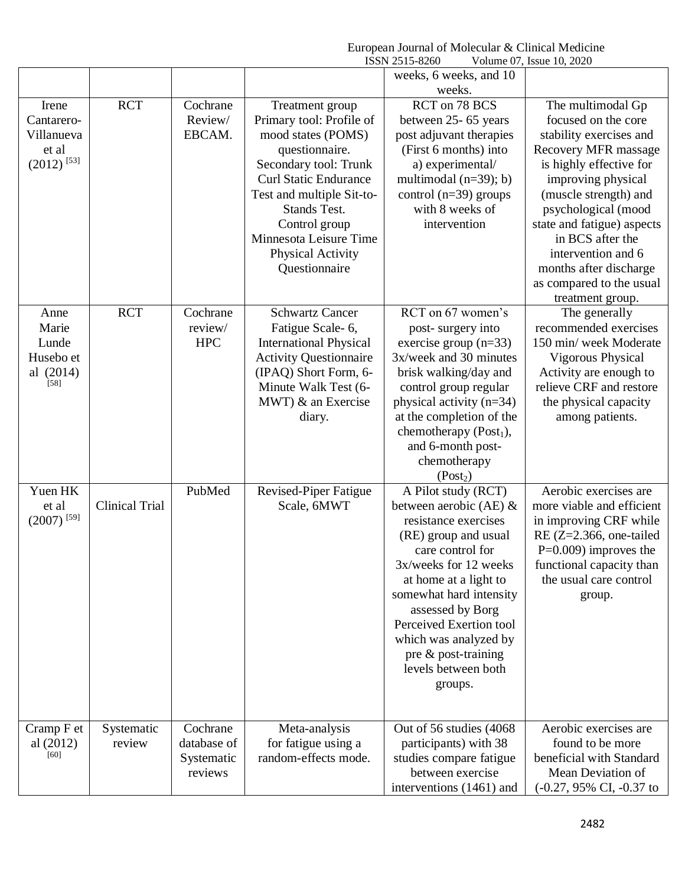| | | | | weeks, 6 weeks, and 10 weeks. | |
|---|---|---|---|---|---|
| Irene Cantarero-Villanueva et al (2012) [53] | RCT | Cochrane Review/ EBCAM. | Treatment group Primary tool: Profile of mood states (POMS) questionnaire. Secondary tool: Trunk Curl Static Endurance Test and multiple Sit-to-Stands Test. Control group Minnesota Leisure Time Physical Activity Questionnaire | RCT on 78 BCS between 25- 65 years post adjuvant therapies (First 6 months) into a) experimental/ multimodal (n=39); b) control (n=39) groups with 8 weeks of intervention | The multimodal Gp focused on the core stability exercises and Recovery MFR massage is highly effective for improving physical (muscle strength) and psychological (mood state and fatigue) aspects in BCS after the intervention and 6 months after discharge as compared to the usual treatment group. |
| Anne Marie Lunde Husebo et al (2014) [58] | RCT | Cochrane review/ HPC | Schwartz Cancer Fatigue Scale- 6, International Physical Activity Questionnaire (IPAQ) Short Form, 6-Minute Walk Test (6-MWT) & an Exercise diary. | RCT on 67 women's post- surgery into exercise group (n=33) 3x/week and 30 minutes brisk walking/day and control group regular physical activity (n=34) at the completion of the chemotherapy ($Post_1$), and 6-month post-chemotherapy ($Post_2$) | The generally recommended exercises 150 min/ week Moderate Vigorous Physical Activity are enough to relieve CRF and restore the physical capacity among patients. |
| Yuen HK et al (2007) [59] | Clinical Trial | PubMed | Revised-Piper Fatigue Scale, 6MWT | A Pilot study (RCT) between aerobic (AE) & resistance exercises (RE) group and usual care control for 3x/weeks for 12 weeks at home at a light to somewhat hard intensity assessed by Borg Perceived Exertion tool which was analyzed by pre & post-training levels between both groups. | Aerobic exercises are more viable and efficient in improving CRF while RE (Z=2.366, one-tailed P=0.009) improves the functional capacity than the usual care control group. |
| Cramp F et al (2012) [60] | Systematic review | Cochrane database of Systematic reviews | Meta-analysis for fatigue using a random-effects mode. | Out of 56 studies (4068 participants) with 38 studies compare fatigue between exercise interventions (1461) and | Aerobic exercises are found to be more beneficial with Standard Mean Deviation of (-0.27, 95% CI, -0.37 to |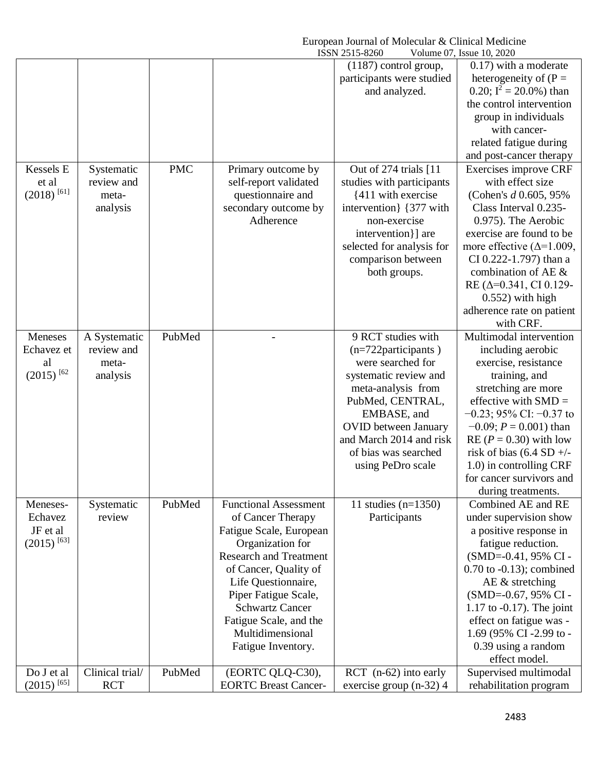| | | | | (1187) control group, participants were studied and analyzed. | 0.17) with a moderate heterogeneity of (P = 0.20; $I^2$ = 20.0%) than the control intervention group in individuals with cancer-related fatigue during and post-cancer therapy |
|---|---|---|---|---|---|
| Kessels E et al (2018) [61] | Systematic review and meta-analysis | PMC | Primary outcome by self-report validated questionnaire and secondary outcome by Adherence | Out of 274 trials [11 studies with participants {411 with exercise intervention} {377 with non-exercise intervention}] are selected for analysis for comparison between both groups. | Exercises improve CRF with effect size (Cohen's *d* 0.605, 95% Class Interval 0.235-0.975). The Aerobic exercise are found to be more effective (Δ=1.009, CI 0.222-1.797) than a combination of AE & RE (Δ=0.341, CI 0.129-0.552) with high adherence rate on patient with CRF. |
| Meneses Echavez et al (2015) [62 | A Systematic review and meta-analysis | PubMed | - | 9 RCT studies with (n=722participants ) were searched for systematic review and meta-analysis from PubMed, CENTRAL, EMBASE, and OVID between January and March 2014 and risk of bias was searched using PeDro scale | Multimodal intervention including aerobic exercise, resistance training, and stretching are more effective with SMD = −0.23; 95% CI: −0.37 to −0.09; *P* = 0.001) than RE (*P* = 0.30) with low risk of bias (6.4 SD +/- 1.0) in controlling CRF for cancer survivors and during treatments. |
| Meneses-Echavez JF et al (2015) [63] | Systematic review | PubMed | Functional Assessment of Cancer Therapy Fatigue Scale, European Organization for Research and Treatment of Cancer, Quality of Life Questionnaire, Piper Fatigue Scale, Schwartz Cancer Fatigue Scale, and the Multidimensional Fatigue Inventory. | 11 studies (n=1350) Participants | Combined AE and RE under supervision show a positive response in fatigue reduction. (SMD=-0.41, 95% CI -0.70 to -0.13); combined AE & stretching (SMD=-0.67, 95% CI -1.17 to -0.17). The joint effect on fatigue was -1.69 (95% CI -2.99 to -0.39 using a random effect model. |
| Do J et al (2015) [65] | Clinical trial/ RCT | PubMed | (EORTC QLQ-C30), EORTC Breast Cancer- | RCT (n-62) into early exercise group (n-32) 4 | Supervised multimodal rehabilitation program |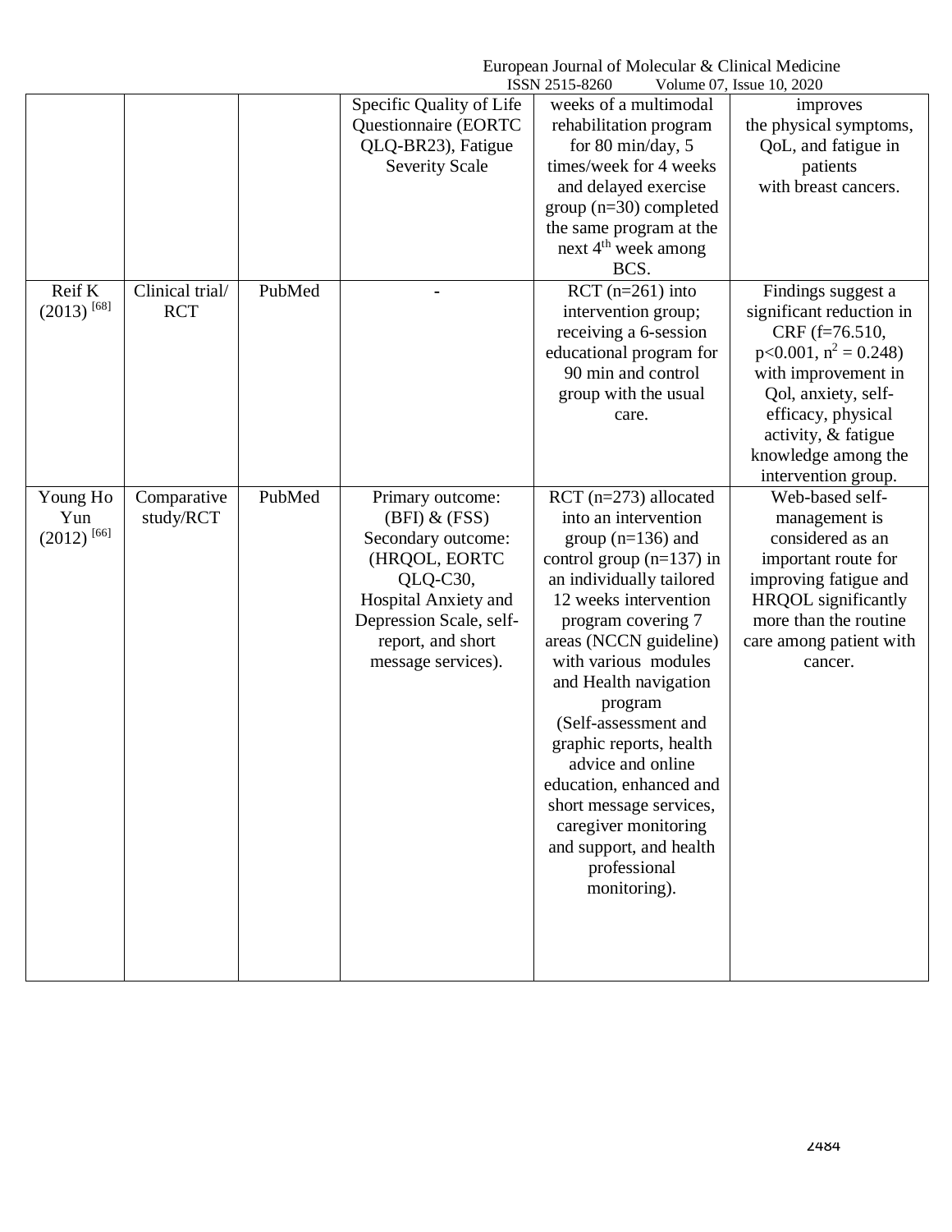| | | | Specific Quality of Life Questionnaire (EORTC QLQ-BR23), Fatigue Severity Scale | weeks of a multimodal rehabilitation program for 80 min/day, 5 times/week for 4 weeks and delayed exercise group (n=30) completed the same program at the next 4th week among BCS. | improves the physical symptoms, QoL, and fatigue in patients with breast cancers. |
|---|---|---|---|---|---|
| Reif K (2013) [68] | Clinical trial/ RCT | PubMed | - | RCT (n=261) into intervention group; receiving a 6-session educational program for 90 min and control group with the usual care. | Findings suggest a significant reduction in CRF (f=76.510, $p<0.001$, $n^2 = 0.248$) with improvement in Qol, anxiety, self-efficacy, physical activity, & fatigue knowledge among the intervention group. |
| Young Ho Yun (2012) [66] | Comparative study/RCT | PubMed | Primary outcome: (BFI) & (FSS) Secondary outcome: (HRQOL, EORTC QLQ-C30, Hospital Anxiety and Depression Scale, self-report, and short message services). | RCT (n=273) allocated into an intervention group (n=136) and control group (n=137) in an individually tailored 12 weeks intervention program covering 7 areas (NCCN guideline) with various modules and Health navigation program (Self-assessment and graphic reports, health advice and online education, enhanced and short message services, caregiver monitoring and support, and health professional monitoring). | Web-based self-management is considered as an important route for improving fatigue and HRQOL significantly more than the routine care among patient with cancer. |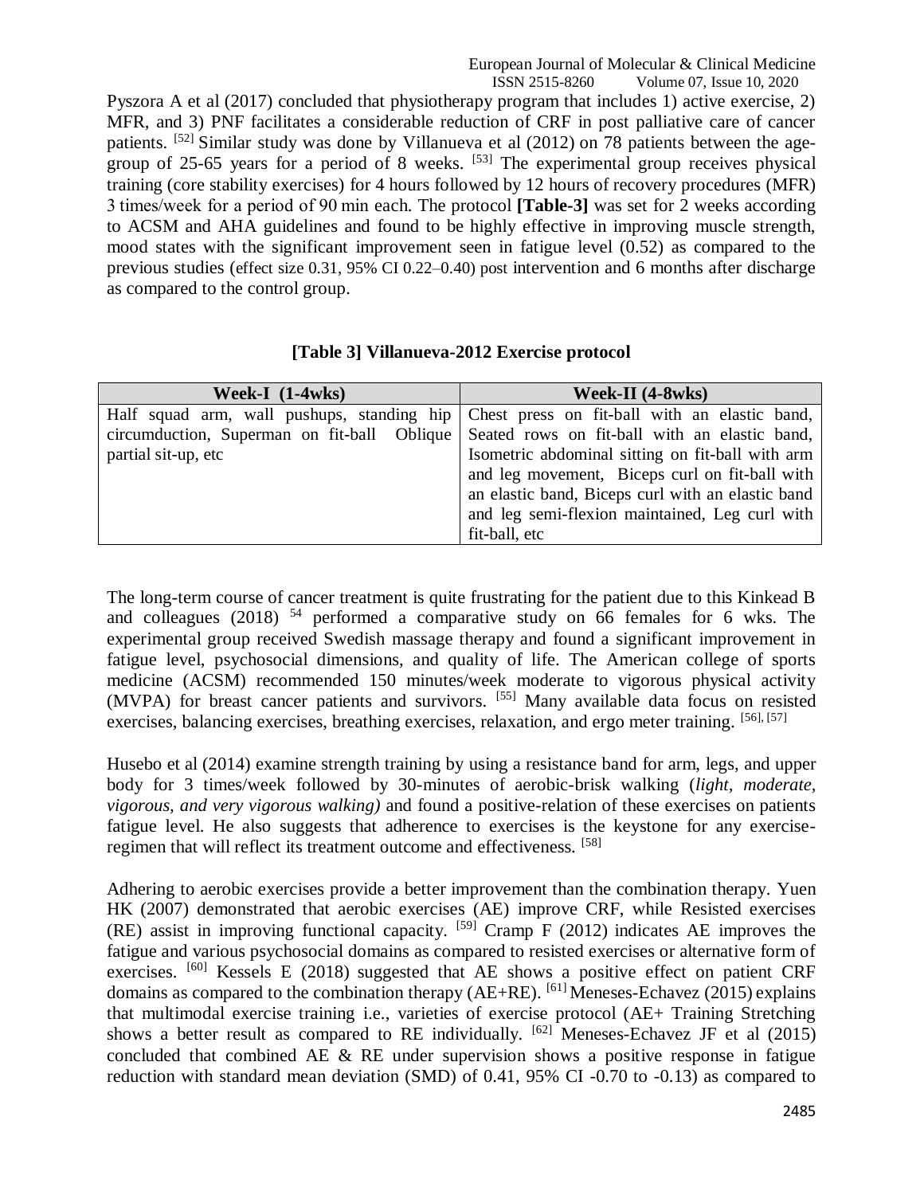Pyszora A et al (2017) concluded that physiotherapy program that includes 1) active exercise, 2) MFR, and 3) PNF facilitates a considerable reduction of CRF in post palliative care of cancer patients. [52] Similar study was done by Villanueva et al (2012) on 78 patients between the age-group of 25-65 years for a period of 8 weeks. [53] The experimental group receives physical training (core stability exercises) for 4 hours followed by 12 hours of recovery procedures (MFR) 3 times/week for a period of 90 min each. The protocol **[Table-3]** was set for 2 weeks according to ACSM and AHA guidelines and found to be highly effective in improving muscle strength, mood states with the significant improvement seen in fatigue level (0.52) as compared to the previous studies (effect size 0.31, 95% CI 0.22–0.40) post intervention and 6 months after discharge as compared to the control group.

**[Table 3] Villanueva-2012 Exercise protocol**

| Week-I (1-4wks) | Week-II (4-8wks) |
|---|---|
| Half squad arm, wall pushups, standing hip circumduction, Superman on fit-ball Oblique partial sit-up, etc | Chest press on fit-ball with an elastic band, Seated rows on fit-ball with an elastic band, Isometric abdominal sitting on fit-ball with arm and leg movement, Biceps curl on fit-ball with an elastic band, Biceps curl with an elastic band and leg semi-flexion maintained, Leg curl with fit-ball, etc |

The long-term course of cancer treatment is quite frustrating for the patient due to this Kinkead B and colleagues (2018) [54] performed a comparative study on 66 females for 6 wks. The experimental group received Swedish massage therapy and found a significant improvement in fatigue level, psychosocial dimensions, and quality of life. The American college of sports medicine (ACSM) recommended 150 minutes/week moderate to vigorous physical activity (MVPA) for breast cancer patients and survivors. [55] Many available data focus on resisted exercises, balancing exercises, breathing exercises, relaxation, and ergo meter training. [56], [57]

Husebo et al (2014) examine strength training by using a resistance band for arm, legs, and upper body for 3 times/week followed by 30-minutes of aerobic-brisk walking (*light, moderate, vigorous, and very vigorous walking)* and found a positive-relation of these exercises on patients fatigue level. He also suggests that adherence to exercises is the keystone for any exercise-regimen that will reflect its treatment outcome and effectiveness. [58]

Adhering to aerobic exercises provide a better improvement than the combination therapy. Yuen HK (2007) demonstrated that aerobic exercises (AE) improve CRF, while Resisted exercises (RE) assist in improving functional capacity. [59] Cramp F (2012) indicates AE improves the fatigue and various psychosocial domains as compared to resisted exercises or alternative form of exercises. [60] Kessels E (2018) suggested that AE shows a positive effect on patient CRF domains as compared to the combination therapy (AE+RE). [61] Meneses-Echavez (2015) explains that multimodal exercise training i.e., varieties of exercise protocol (AE+ Training Stretching shows a better result as compared to RE individually. [62] Meneses-Echavez JF et al (2015) concluded that combined AE & RE under supervision shows a positive response in fatigue reduction with standard mean deviation (SMD) of 0.41, 95% CI -0.70 to -0.13) as compared to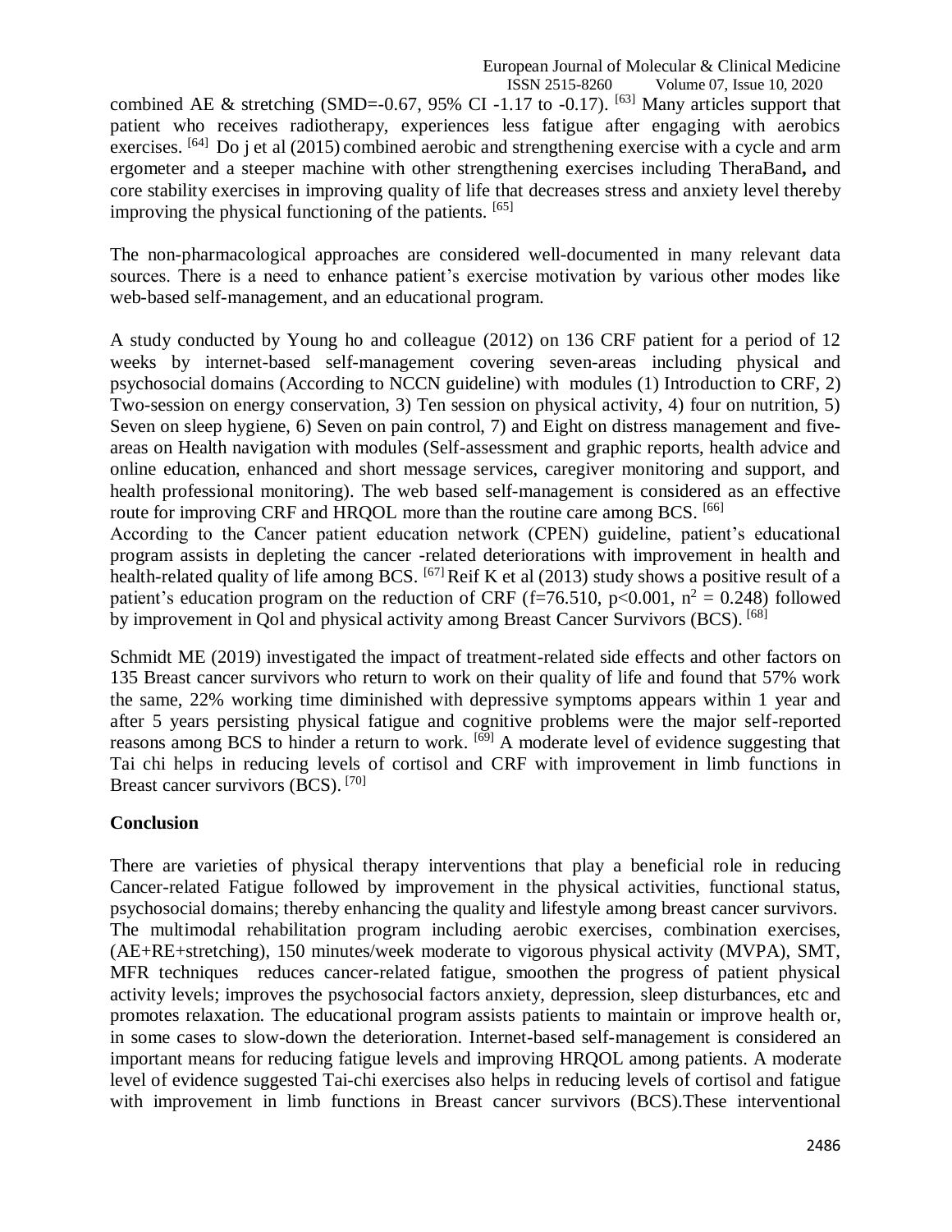combined AE & stretching (SMD=-0.67, 95% CI -1.17 to -0.17). [63] Many articles support that patient who receives radiotherapy, experiences less fatigue after engaging with aerobics exercises. [64] Do j et al (2015) combined aerobic and strengthening exercise with a cycle and arm ergometer and a steeper machine with other strengthening exercises including TheraBand**,** and core stability exercises in improving quality of life that decreases stress and anxiety level thereby improving the physical functioning of the patients. [65]

The non-pharmacological approaches are considered well-documented in many relevant data sources. There is a need to enhance patient's exercise motivation by various other modes like web-based self-management, and an educational program.

A study conducted by Young ho and colleague (2012) on 136 CRF patient for a period of 12 weeks by internet-based self-management covering seven-areas including physical and psychosocial domains (According to NCCN guideline) with modules (1) Introduction to CRF, 2) Two-session on energy conservation, 3) Ten session on physical activity, 4) four on nutrition, 5) Seven on sleep hygiene, 6) Seven on pain control, 7) and Eight on distress management and five-areas on Health navigation with modules (Self-assessment and graphic reports, health advice and online education, enhanced and short message services, caregiver monitoring and support, and health professional monitoring). The web based self-management is considered as an effective route for improving CRF and HRQOL more than the routine care among BCS. [66]

According to the Cancer patient education network (CPEN) guideline, patient's educational program assists in depleting the cancer -related deteriorations with improvement in health and health-related quality of life among BCS. [67] Reif K et al (2013) study shows a positive result of a patient's education program on the reduction of CRF ($f=76.510$, $p<0.001$, $n^2 = 0.248$) followed by improvement in Qol and physical activity among Breast Cancer Survivors (BCS). [68]

Schmidt ME (2019) investigated the impact of treatment-related side effects and other factors on 135 Breast cancer survivors who return to work on their quality of life and found that 57% work the same, 22% working time diminished with depressive symptoms appears within 1 year and after 5 years persisting physical fatigue and cognitive problems were the major self-reported reasons among BCS to hinder a return to work. [69] A moderate level of evidence suggesting that Tai chi helps in reducing levels of cortisol and CRF with improvement in limb functions in Breast cancer survivors (BCS). [70]

**Conclusion**

There are varieties of physical therapy interventions that play a beneficial role in reducing Cancer-related Fatigue followed by improvement in the physical activities, functional status, psychosocial domains; thereby enhancing the quality and lifestyle among breast cancer survivors. The multimodal rehabilitation program including aerobic exercises, combination exercises, (AE+RE+stretching), 150 minutes/week moderate to vigorous physical activity (MVPA), SMT, MFR techniques reduces cancer-related fatigue, smoothen the progress of patient physical activity levels; improves the psychosocial factors anxiety, depression, sleep disturbances, etc and promotes relaxation. The educational program assists patients to maintain or improve health or, in some cases to slow-down the deterioration. Internet-based self-management is considered an important means for reducing fatigue levels and improving HRQOL among patients. A moderate level of evidence suggested Tai-chi exercises also helps in reducing levels of cortisol and fatigue with improvement in limb functions in Breast cancer survivors (BCS).These interventional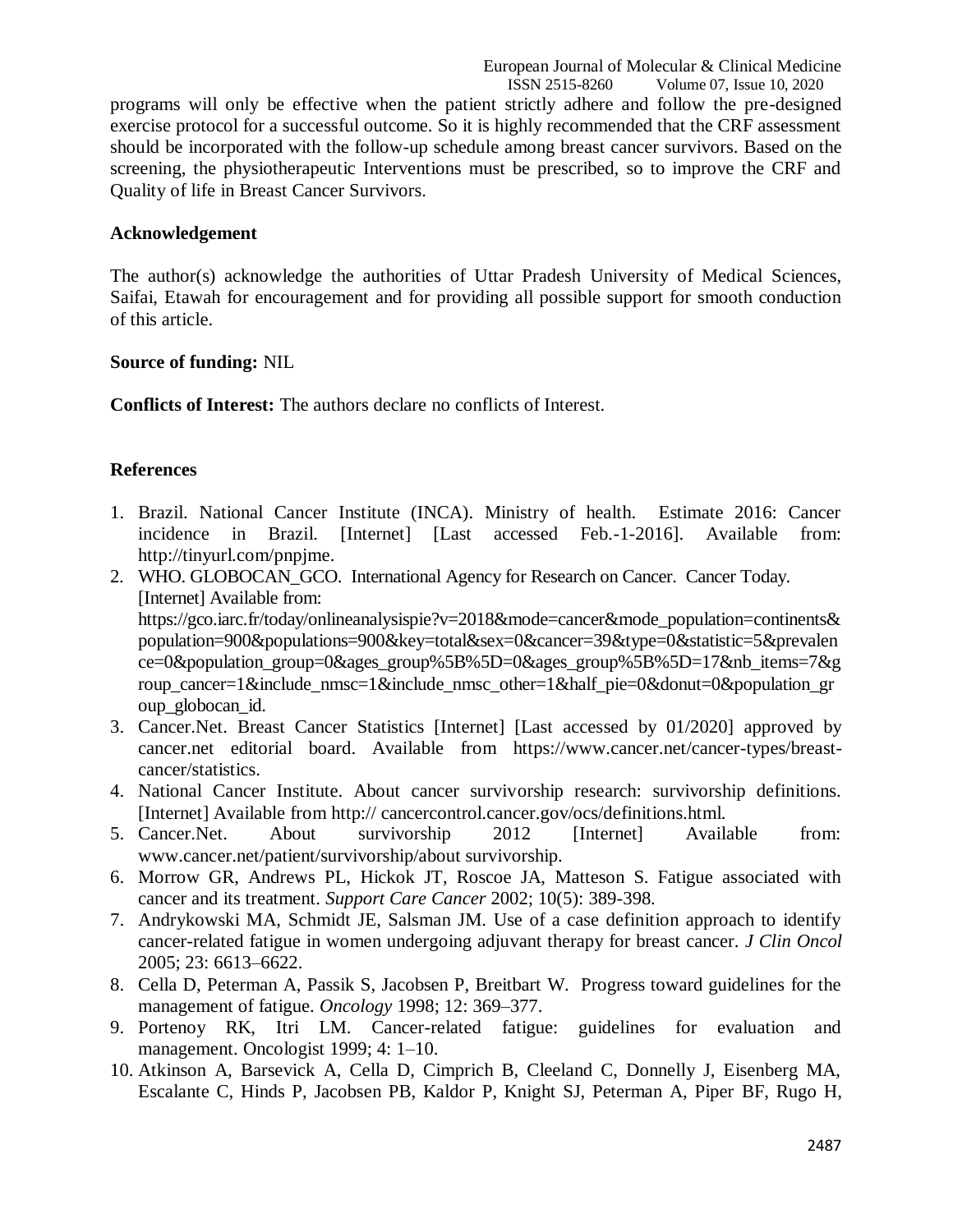programs will only be effective when the patient strictly adhere and follow the pre-designed exercise protocol for a successful outcome. So it is highly recommended that the CRF assessment should be incorporated with the follow-up schedule among breast cancer survivors. Based on the screening, the physiotherapeutic Interventions must be prescribed, so to improve the CRF and Quality of life in Breast Cancer Survivors.

**Acknowledgement**

The author(s) acknowledge the authorities of Uttar Pradesh University of Medical Sciences, Saifai, Etawah for encouragement and for providing all possible support for smooth conduction of this article.

**Source of funding:** NIL

**Conflicts of Interest:** The authors declare no conflicts of Interest.

## References

1. Brazil. National Cancer Institute (INCA). Ministry of health. Estimate 2016: Cancer incidence in Brazil. [Internet] [Last accessed Feb.-1-2016]. Available from: http://tinyurl.com/pnpjme.
2. WHO. GLOBOCAN_GCO. International Agency for Research on Cancer. Cancer Today. [Internet] Available from: https://gco.iarc.fr/today/onlineanalysispie?v=2018&mode=cancer&mode_population=continents&population=900&populations=900&key=total&sex=0&cancer=39&type=0&statistic=5&prevalence=0&population_group=0&ages_group%5B%5D=0&ages_group%5B%5D=17&nb_items=7&group_cancer=1&include_nmsc=1&include_nmsc_other=1&half_pie=0&donut=0&population_group_globocan_id.
3. Cancer.Net. Breast Cancer Statistics [Internet] [Last accessed by 01/2020] approved by cancer.net editorial board. Available from https://www.cancer.net/cancer-types/breast-cancer/statistics.
4. National Cancer Institute. About cancer survivorship research: survivorship definitions. [Internet] Available from http:// cancercontrol.cancer.gov/ocs/definitions.html.
5. Cancer.Net. About survivorship 2012 [Internet] Available from: www.cancer.net/patient/survivorship/about survivorship.
6. Morrow GR, Andrews PL, Hickok JT, Roscoe JA, Matteson S. Fatigue associated with cancer and its treatment. *Support Care Cancer* 2002; 10(5): 389-398.
7. Andrykowski MA, Schmidt JE, Salsman JM. Use of a case definition approach to identify cancer-related fatigue in women undergoing adjuvant therapy for breast cancer. *J Clin Oncol* 2005; 23: 6613–6622.
8. Cella D, Peterman A, Passik S, Jacobsen P, Breitbart W. Progress toward guidelines for the management of fatigue. *Oncology* 1998; 12: 369–377.
9. Portenoy RK, Itri LM. Cancer-related fatigue: guidelines for evaluation and management. Oncologist 1999; 4: 1–10.
10. Atkinson A, Barsevick A, Cella D, Cimprich B, Cleeland C, Donnelly J, Eisenberg MA, Escalante C, Hinds P, Jacobsen PB, Kaldor P, Knight SJ, Peterman A, Piper BF, Rugo H,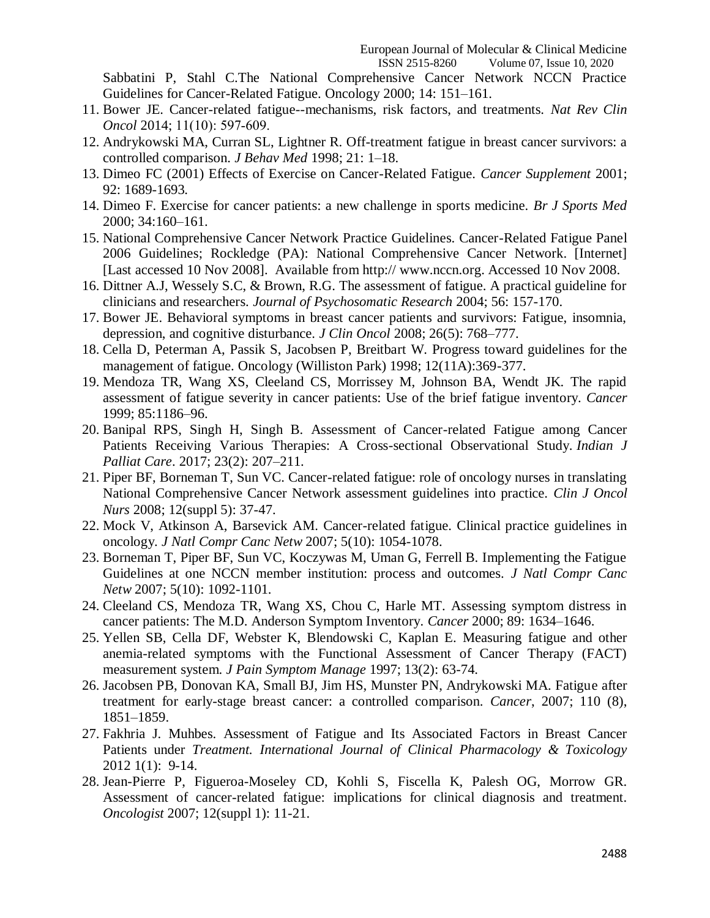Sabbatini P, Stahl C.The National Comprehensive Cancer Network NCCN Practice Guidelines for Cancer-Related Fatigue. Oncology 2000; 14: 151–161.

11. Bower JE. Cancer-related fatigue--mechanisms, risk factors, and treatments. *Nat Rev Clin Oncol* 2014; 11(10): 597-609.
12. Andrykowski MA, Curran SL, Lightner R. Off-treatment fatigue in breast cancer survivors: a controlled comparison. *J Behav Med* 1998; 21: 1–18.
13. Dimeo FC (2001) Effects of Exercise on Cancer-Related Fatigue. *Cancer Supplement* 2001; 92: 1689-1693.
14. Dimeo F. Exercise for cancer patients: a new challenge in sports medicine. *Br J Sports Med* 2000; 34:160–161.
15. National Comprehensive Cancer Network Practice Guidelines. Cancer-Related Fatigue Panel 2006 Guidelines; Rockledge (PA): National Comprehensive Cancer Network. [Internet] [Last accessed 10 Nov 2008]. Available from http:// www.nccn.org. Accessed 10 Nov 2008.
16. Dittner A.J, Wessely S.C, & Brown, R.G. The assessment of fatigue. A practical guideline for clinicians and researchers. *Journal of Psychosomatic Research* 2004; 56: 157-170.
17. Bower JE. Behavioral symptoms in breast cancer patients and survivors: Fatigue, insomnia, depression, and cognitive disturbance. *J Clin Oncol* 2008; 26(5): 768–777.
18. Cella D, Peterman A, Passik S, Jacobsen P, Breitbart W. Progress toward guidelines for the management of fatigue. Oncology (Williston Park) 1998; 12(11A):369-377.
19. Mendoza TR, Wang XS, Cleeland CS, Morrissey M, Johnson BA, Wendt JK. The rapid assessment of fatigue severity in cancer patients: Use of the brief fatigue inventory. *Cancer* 1999; 85:1186–96.
20. Banipal RPS, Singh H, Singh B. Assessment of Cancer-related Fatigue among Cancer Patients Receiving Various Therapies: A Cross-sectional Observational Study. *Indian J Palliat Care*. 2017; 23(2): 207–211.
21. Piper BF, Borneman T, Sun VC. Cancer-related fatigue: role of oncology nurses in translating National Comprehensive Cancer Network assessment guidelines into practice. *Clin J Oncol Nurs* 2008; 12(suppl 5): 37-47.
22. Mock V, Atkinson A, Barsevick AM. Cancer-related fatigue. Clinical practice guidelines in oncology. *J Natl Compr Canc Netw* 2007; 5(10): 1054-1078.
23. Borneman T, Piper BF, Sun VC, Koczywas M, Uman G, Ferrell B. Implementing the Fatigue Guidelines at one NCCN member institution: process and outcomes. *J Natl Compr Canc Netw* 2007; 5(10): 1092-1101.
24. Cleeland CS, Mendoza TR, Wang XS, Chou C, Harle MT. Assessing symptom distress in cancer patients: The M.D. Anderson Symptom Inventory. *Cancer* 2000; 89: 1634–1646.
25. Yellen SB, Cella DF, Webster K, Blendowski C, Kaplan E. Measuring fatigue and other anemia-related symptoms with the Functional Assessment of Cancer Therapy (FACT) measurement system. *J Pain Symptom Manage* 1997; 13(2): 63-74.
26. Jacobsen PB, Donovan KA, Small BJ, Jim HS, Munster PN, Andrykowski MA. Fatigue after treatment for early-stage breast cancer: a controlled comparison. *Cancer*, 2007; 110 (8), 1851–1859.
27. Fakhria J. Muhbes. Assessment of Fatigue and Its Associated Factors in Breast Cancer Patients under *Treatment. International Journal of Clinical Pharmacology & Toxicology* 2012 1(1): 9-14.
28. Jean-Pierre P, Figueroa-Moseley CD, Kohli S, Fiscella K, Palesh OG, Morrow GR. Assessment of cancer-related fatigue: implications for clinical diagnosis and treatment. *Oncologist* 2007; 12(suppl 1): 11-21.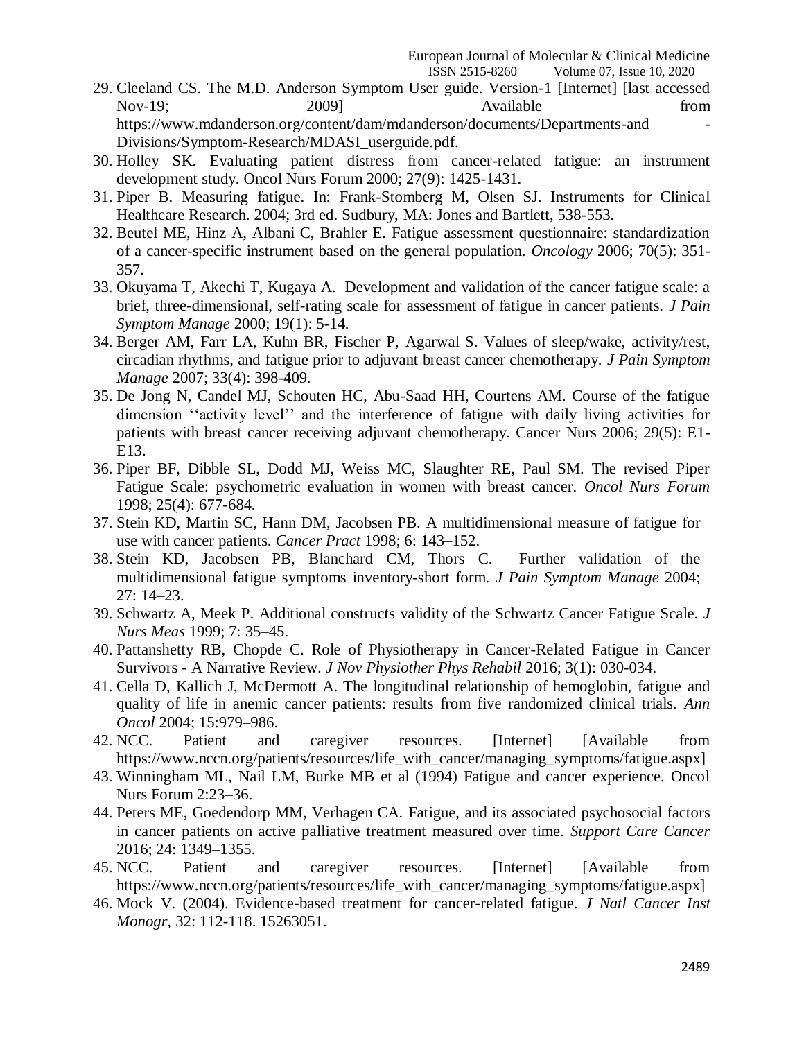29. Cleeland CS. The M.D. Anderson Symptom User guide. Version-1 [Internet] [last accessed Nov-19; 2009] Available from https://www.mdanderson.org/content/dam/mdanderson/documents/Departments-and -Divisions/Symptom-Research/MDASI_userguide.pdf.
30. Holley SK. Evaluating patient distress from cancer-related fatigue: an instrument development study. Oncol Nurs Forum 2000; 27(9): 1425-1431.
31. Piper B. Measuring fatigue. In: Frank-Stomberg M, Olsen SJ. Instruments for Clinical Healthcare Research. 2004; 3rd ed. Sudbury, MA: Jones and Bartlett, 538-553.
32. Beutel ME, Hinz A, Albani C, Brahler E. Fatigue assessment questionnaire: standardization of a cancer-specific instrument based on the general population. *Oncology* 2006; 70(5): 351-357.
33. Okuyama T, Akechi T, Kugaya A. Development and validation of the cancer fatigue scale: a brief, three-dimensional, self-rating scale for assessment of fatigue in cancer patients. *J Pain Symptom Manage* 2000; 19(1): 5-14.
34. Berger AM, Farr LA, Kuhn BR, Fischer P, Agarwal S. Values of sleep/wake, activity/rest, circadian rhythms, and fatigue prior to adjuvant breast cancer chemotherapy. *J Pain Symptom Manage* 2007; 33(4): 398-409.
35. De Jong N, Candel MJ, Schouten HC, Abu-Saad HH, Courtens AM. Course of the fatigue dimension ''activity level'' and the interference of fatigue with daily living activities for patients with breast cancer receiving adjuvant chemotherapy. Cancer Nurs 2006; 29(5): E1-E13.
36. Piper BF, Dibble SL, Dodd MJ, Weiss MC, Slaughter RE, Paul SM. The revised Piper Fatigue Scale: psychometric evaluation in women with breast cancer. *Oncol Nurs Forum* 1998; 25(4): 677-684.
37. Stein KD, Martin SC, Hann DM, Jacobsen PB. A multidimensional measure of fatigue for use with cancer patients. *Cancer Pract* 1998; 6: 143–152.
38. Stein KD, Jacobsen PB, Blanchard CM, Thors C. Further validation of the multidimensional fatigue symptoms inventory-short form. *J Pain Symptom Manage* 2004; 27: 14–23.
39. Schwartz A, Meek P. Additional constructs validity of the Schwartz Cancer Fatigue Scale. *J Nurs Meas* 1999; 7: 35–45.
40. Pattanshetty RB, Chopde C. Role of Physiotherapy in Cancer-Related Fatigue in Cancer Survivors - A Narrative Review. *J Nov Physiother Phys Rehabil* 2016; 3(1): 030-034.
41. Cella D, Kallich J, McDermott A. The longitudinal relationship of hemoglobin, fatigue and quality of life in anemic cancer patients: results from five randomized clinical trials. *Ann Oncol* 2004; 15:979–986.
42. NCC. Patient and caregiver resources. [Internet] [Available from https://www.nccn.org/patients/resources/life_with_cancer/managing_symptoms/fatigue.aspx]
43. Winningham ML, Nail LM, Burke MB et al (1994) Fatigue and cancer experience. Oncol Nurs Forum 2:23–36.
44. Peters ME, Goedendorp MM, Verhagen CA. Fatigue, and its associated psychosocial factors in cancer patients on active palliative treatment measured over time. *Support Care Cancer* 2016; 24: 1349–1355.
45. NCC. Patient and caregiver resources. [Internet] [Available from https://www.nccn.org/patients/resources/life_with_cancer/managing_symptoms/fatigue.aspx]
46. Mock V. (2004). Evidence-based treatment for cancer-related fatigue. *J Natl Cancer Inst Monogr,* 32: 112-118. 15263051.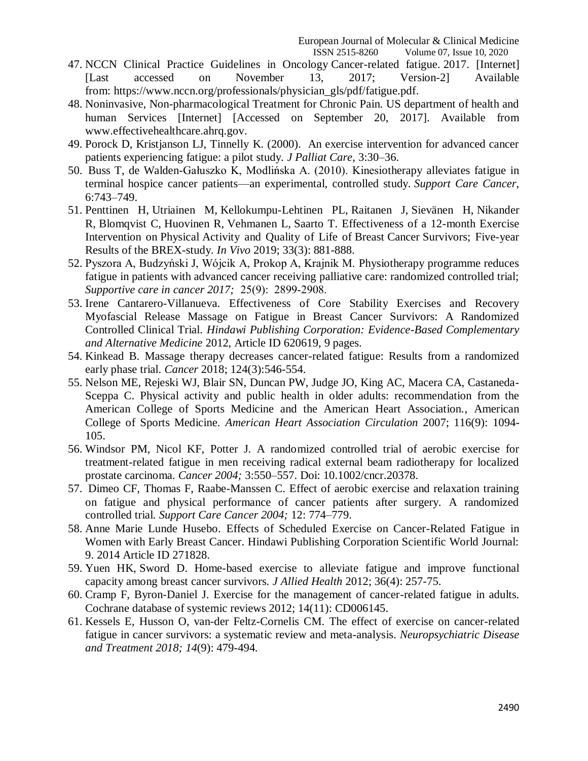47. NCCN Clinical Practice Guidelines in Oncology Cancer-related fatigue. 2017. [Internet] [Last accessed on November 13, 2017; Version-2] Available from: https://www.nccn.org/professionals/physician_gls/pdf/fatigue.pdf.
48. Noninvasive, Non-pharmacological Treatment for Chronic Pain. US department of health and human Services [Internet] [Accessed on September 20, 2017]. Available from www.effectivehealthcare.ahrq.gov.
49. Porock D, Kristjanson LJ, Tinnelly K. (2000). An exercise intervention for advanced cancer patients experiencing fatigue: a pilot study. *J Palliat Care*, 3:30–36.
50. Buss T, de Walden-Gałuszko K, Modlińska A. (2010). Kinesiotherapy alleviates fatigue in terminal hospice cancer patients—an experimental, controlled study. *Support Care Cancer*, 6:743–749.
51. Penttinen H, Utriainen M, Kellokumpu-Lehtinen PL, Raitanen J, Sievänen H, Nikander R, Blomqvist C, Huovinen R, Vehmanen L, Saarto T. Effectiveness of a 12-month Exercise Intervention on Physical Activity and Quality of Life of Breast Cancer Survivors; Five-year Results of the BREX-study. *In Vivo* 2019; 33(3): 881-888.
52. Pyszora A, Budzyński J, Wójcik A, Prokop A, Krajnik M. Physiotherapy programme reduces fatigue in patients with advanced cancer receiving palliative care: randomized controlled trial; *Supportive care in cancer 2017; 25*(9): 2899-2908.
53. Irene Cantarero-Villanueva. Effectiveness of Core Stability Exercises and Recovery Myofascial Release Massage on Fatigue in Breast Cancer Survivors: A Randomized Controlled Clinical Trial. *Hindawi Publishing Corporation: Evidence-Based Complementary and Alternative Medicine* 2012, Article ID 620619, 9 pages.
54. Kinkead B. Massage therapy decreases cancer-related fatigue: Results from a randomized early phase trial. *Cancer* 2018; 124(3):546-554.
55. Nelson ME, Rejeski WJ, Blair SN, Duncan PW, Judge JO, King AC, Macera CA, Castaneda-Sceppa C. Physical activity and public health in older adults: recommendation from the American College of Sports Medicine and the American Heart Association., American College of Sports Medicine. *American Heart Association Circulation* 2007; 116(9): 1094-105.
56. Windsor PM, Nicol KF, Potter J. A randomized controlled trial of aerobic exercise for treatment-related fatigue in men receiving radical external beam radiotherapy for localized prostate carcinoma. *Cancer 2004;* 3:550–557. Doi: 10.1002/cncr.20378.
57. Dimeo CF, Thomas F, Raabe-Manssen C. Effect of aerobic exercise and relaxation training on fatigue and physical performance of cancer patients after surgery. A randomized controlled trial. *Support Care Cancer 2004;* 12: 774–779.
58. Anne Marie Lunde Husebo. Effects of Scheduled Exercise on Cancer-Related Fatigue in Women with Early Breast Cancer. Hindawi Publishing Corporation Scientific World Journal: 9. 2014 Article ID 271828.
59. Yuen HK, Sword D. Home-based exercise to alleviate fatigue and improve functional capacity among breast cancer survivors. *J Allied Health* 2012; 36(4): 257-75.
60. Cramp F, Byron-Daniel J. Exercise for the management of cancer-related fatigue in adults. Cochrane database of systemic reviews 2012; 14(11): CD006145.
61. Kessels E, Husson O, van-der Feltz-Cornelis CM. The effect of exercise on cancer-related fatigue in cancer survivors: a systematic review and meta-analysis. *Neuropsychiatric Disease and Treatment 2018; 14*(9): 479-494.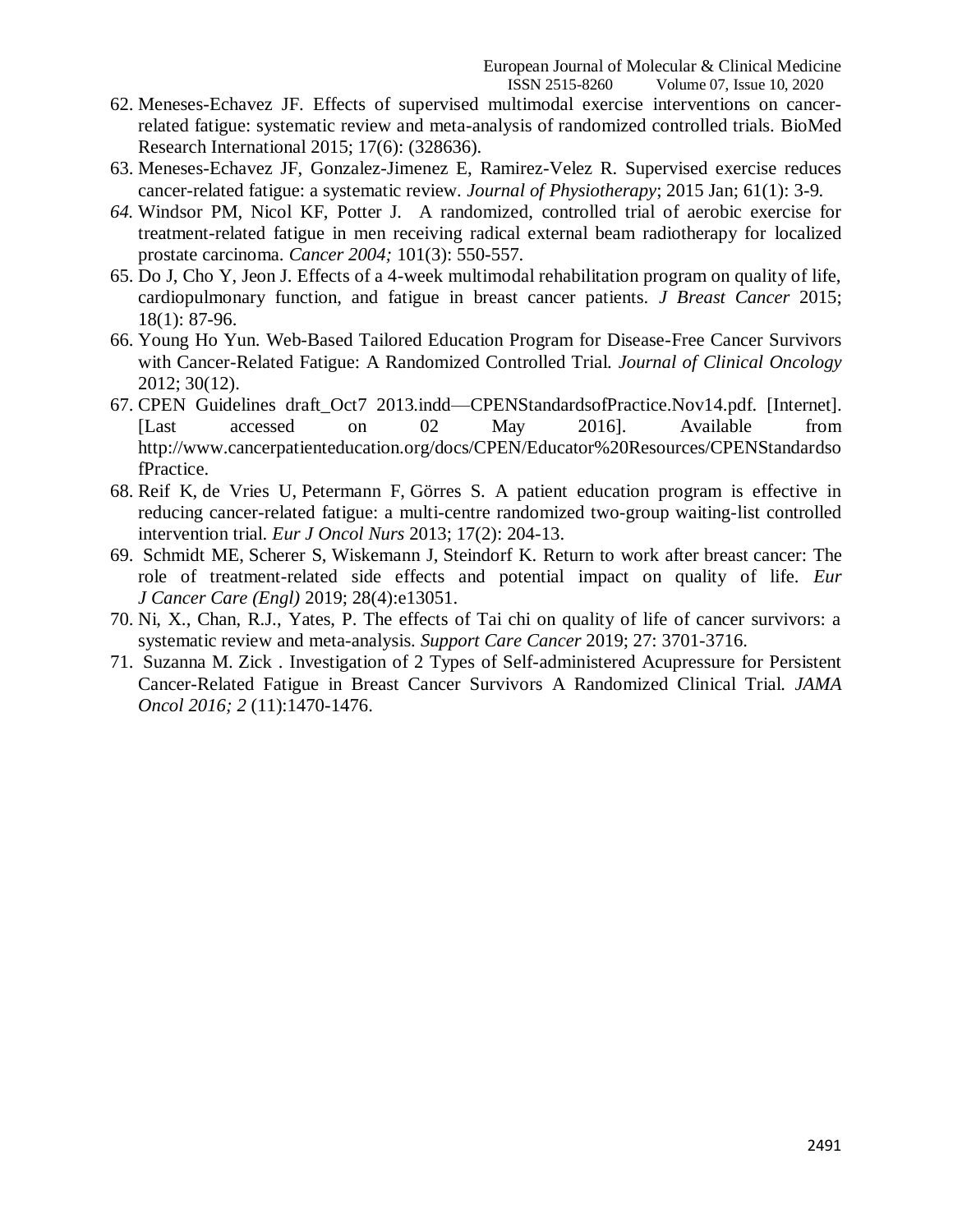62. Meneses-Echavez JF. Effects of supervised multimodal exercise interventions on cancer-related fatigue: systematic review and meta-analysis of randomized controlled trials. BioMed Research International 2015; 17(6): (328636).
63. Meneses-Echavez JF, Gonzalez-Jimenez E, Ramirez-Velez R. Supervised exercise reduces cancer-related fatigue: a systematic review. *Journal of Physiotherapy*; 2015 Jan; 61(1): 3-9.
64. Windsor PM, Nicol KF, Potter J. A randomized, controlled trial of aerobic exercise for treatment-related fatigue in men receiving radical external beam radiotherapy for localized prostate carcinoma. *Cancer 2004;* 101(3): 550-557.
65. Do J, Cho Y, Jeon J. Effects of a 4-week multimodal rehabilitation program on quality of life, cardiopulmonary function, and fatigue in breast cancer patients. *J Breast Cancer* 2015; 18(1): 87-96.
66. Young Ho Yun. Web-Based Tailored Education Program for Disease-Free Cancer Survivors with Cancer-Related Fatigue: A Randomized Controlled Trial. *Journal of Clinical Oncology* 2012; 30(12).
67. CPEN Guidelines draft_Oct7 2013.indd—CPENStandardsofPractice.Nov14.pdf. [Internet]. [Last accessed on 02 May 2016]. Available from http://www.cancerpatienteducation.org/docs/CPEN/Educator%20Resources/CPENStandardsofPractice.
68. Reif K, de Vries U, Petermann F, Görres S. A patient education program is effective in reducing cancer-related fatigue: a multi-centre randomized two-group waiting-list controlled intervention trial. *Eur J Oncol Nurs* 2013; 17(2): 204-13.
69. Schmidt ME, Scherer S, Wiskemann J, Steindorf K. Return to work after breast cancer: The role of treatment-related side effects and potential impact on quality of life. *Eur J Cancer Care (Engl)* 2019; 28(4):e13051.
70. Ni, X., Chan, R.J., Yates, P. The effects of Tai chi on quality of life of cancer survivors: a systematic review and meta-analysis. *Support Care Cancer* 2019; 27: 3701-3716.
71. Suzanna M. Zick . Investigation of 2 Types of Self-administered Acupressure for Persistent Cancer-Related Fatigue in Breast Cancer Survivors A Randomized Clinical Trial. *JAMA Oncol 2016; 2* (11):1470-1476.